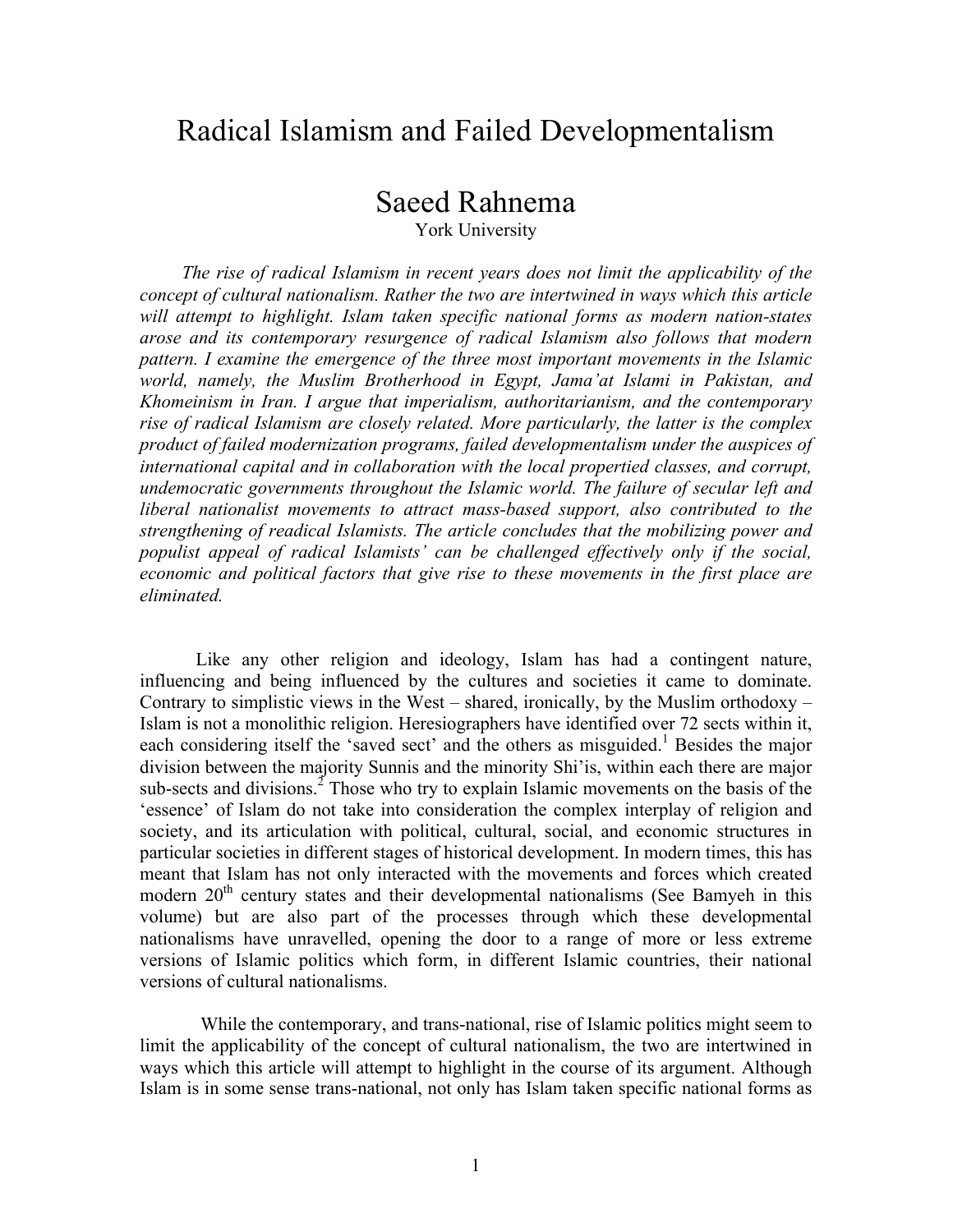# Radical Islamism and Failed Developmentalism

## Saeed Rahnema

York University

*The rise of radical Islamism in recent years does not limit the applicability of the concept of cultural nationalism. Rather the two are intertwined in ways which this article will attempt to highlight. Islam taken specific national forms as modern nation-states arose and its contemporary resurgence of radical Islamism also follows that modern pattern. I examine the emergence of the three most important movements in the Islamic world, namely, the Muslim Brotherhood in Egypt, Jama'at Islami in Pakistan, and Khomeinism in Iran. I argue that imperialism, authoritarianism, and the contemporary rise of radical Islamism are closely related. More particularly, the latter is the complex product of failed modernization programs, failed developmentalism under the auspices of international capital and in collaboration with the local propertied classes, and corrupt, undemocratic governments throughout the Islamic world. The failure of secular left and liberal nationalist movements to attract mass-based support, also contributed to the strengthening of readical Islamists. The article concludes that the mobilizing power and populist appeal of radical Islamists' can be challenged effectively only if the social, economic and political factors that give rise to these movements in the first place are eliminated.*

Like any other religion and ideology, Islam has had a contingent nature, influencing and being influenced by the cultures and societies it came to dominate. Contrary to simplistic views in the West – shared, ironically, by the Muslim orthodoxy – Islam is not a monolithic religion. Heresiographers have identified over 72 sects within it, each considering itself the 'saved sect' and the others as misguided.[1] Besides the major division between the majority Sunnis and the minority Shi'is, within each there are major sub-sects and divisions.[2] Those who try to explain Islamic movements on the basis of the 'essence' of Islam do not take into consideration the complex interplay of religion and society, and its articulation with political, cultural, social, and economic structures in particular societies in different stages of historical development. In modern times, this has meant that Islam has not only interacted with the movements and forces which created modern 20th century states and their developmental nationalisms (See Bamyeh in this volume) but are also part of the processes through which these developmental nationalisms have unravelled, opening the door to a range of more or less extreme versions of Islamic politics which form, in different Islamic countries, their national versions of cultural nationalisms.

While the contemporary, and trans-national, rise of Islamic politics might seem to limit the applicability of the concept of cultural nationalism, the two are intertwined in ways which this article will attempt to highlight in the course of its argument. Although Islam is in some sense trans-national, not only has Islam taken specific national forms as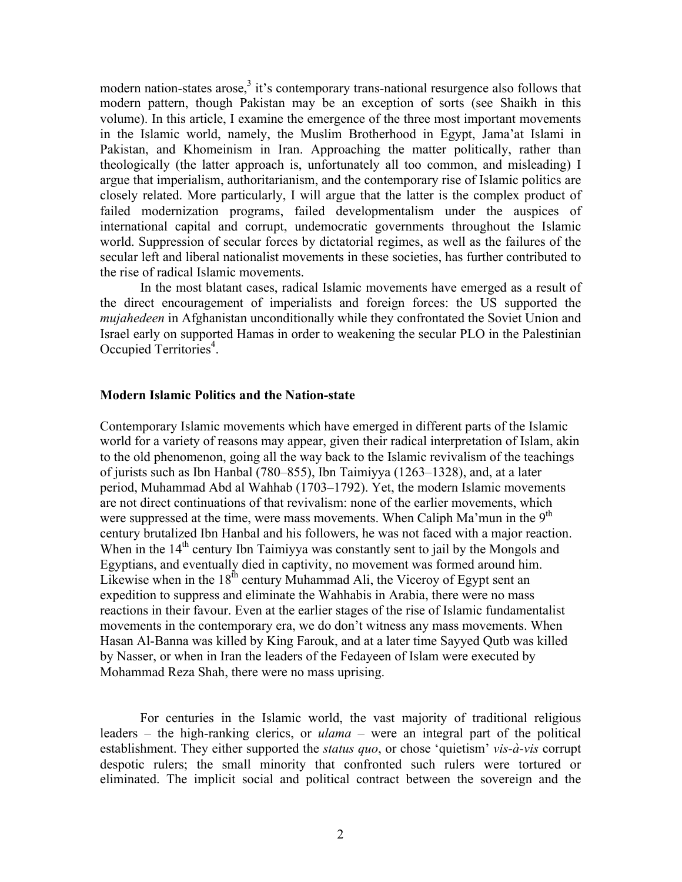modern nation-states arose,[3] it's contemporary trans-national resurgence also follows that modern pattern, though Pakistan may be an exception of sorts (see Shaikh in this volume). In this article, I examine the emergence of the three most important movements in the Islamic world, namely, the Muslim Brotherhood in Egypt, Jama'at Islami in Pakistan, and Khomeinism in Iran. Approaching the matter politically, rather than theologically (the latter approach is, unfortunately all too common, and misleading) I argue that imperialism, authoritarianism, and the contemporary rise of Islamic politics are closely related. More particularly, I will argue that the latter is the complex product of failed modernization programs, failed developmentalism under the auspices of international capital and corrupt, undemocratic governments throughout the Islamic world. Suppression of secular forces by dictatorial regimes, as well as the failures of the secular left and liberal nationalist movements in these societies, has further contributed to the rise of radical Islamic movements.

In the most blatant cases, radical Islamic movements have emerged as a result of the direct encouragement of imperialists and foreign forces: the US supported the *mujahedeen* in Afghanistan unconditionally while they confrontated the Soviet Union and Israel early on supported Hamas in order to weakening the secular PLO in the Palestinian Occupied Territories[4].

**Modern Islamic Politics and the Nation-state**

Contemporary Islamic movements which have emerged in different parts of the Islamic world for a variety of reasons may appear, given their radical interpretation of Islam, akin to the old phenomenon, going all the way back to the Islamic revivalism of the teachings of jurists such as Ibn Hanbal (780–855), Ibn Taimiyya (1263–1328), and, at a later period, Muhammad Abd al Wahhab (1703–1792). Yet, the modern Islamic movements are not direct continuations of that revivalism: none of the earlier movements, which were suppressed at the time, were mass movements. When Caliph Ma'mun in the 9th century brutalized Ibn Hanbal and his followers, he was not faced with a major reaction. When in the 14th century Ibn Taimiyya was constantly sent to jail by the Mongols and Egyptians, and eventually died in captivity, no movement was formed around him. Likewise when in the 18th century Muhammad Ali, the Viceroy of Egypt sent an expedition to suppress and eliminate the Wahhabis in Arabia, there were no mass reactions in their favour. Even at the earlier stages of the rise of Islamic fundamentalist movements in the contemporary era, we do don't witness any mass movements. When Hasan Al-Banna was killed by King Farouk, and at a later time Sayyed Qutb was killed by Nasser, or when in Iran the leaders of the Fedayeen of Islam were executed by Mohammad Reza Shah, there were no mass uprising.

For centuries in the Islamic world, the vast majority of traditional religious leaders – the high-ranking clerics, or *ulama* – were an integral part of the political establishment. They either supported the *status quo*, or chose 'quietism' *vis-à-vis* corrupt despotic rulers; the small minority that confronted such rulers were tortured or eliminated. The implicit social and political contract between the sovereign and the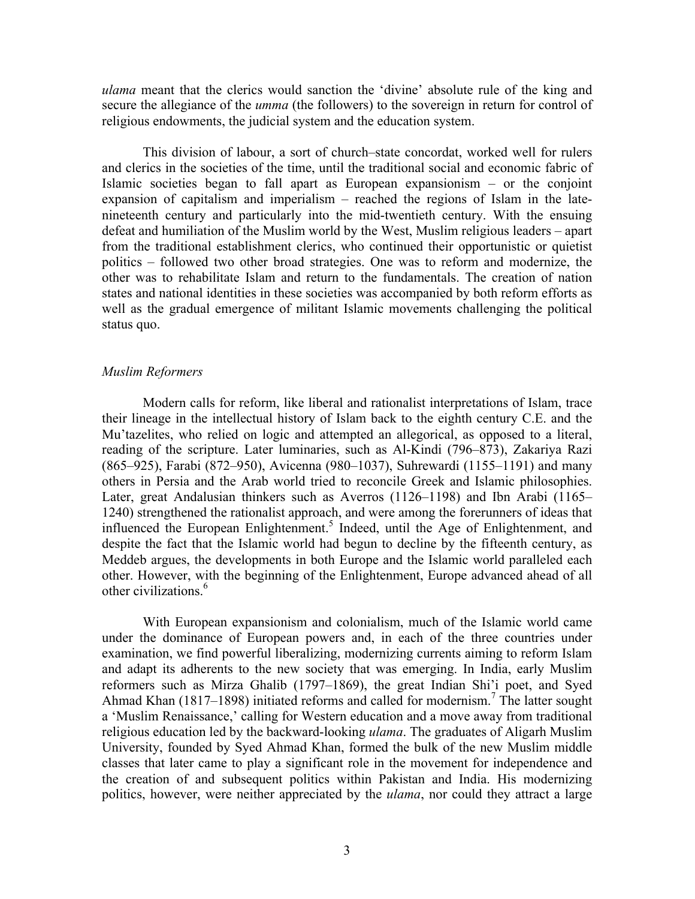*ulama* meant that the clerics would sanction the 'divine' absolute rule of the king and secure the allegiance of the *umma* (the followers) to the sovereign in return for control of religious endowments, the judicial system and the education system.

This division of labour, a sort of church–state concordat, worked well for rulers and clerics in the societies of the time, until the traditional social and economic fabric of Islamic societies began to fall apart as European expansionism – or the conjoint expansion of capitalism and imperialism – reached the regions of Islam in the late-nineteenth century and particularly into the mid-twentieth century. With the ensuing defeat and humiliation of the Muslim world by the West, Muslim religious leaders – apart from the traditional establishment clerics, who continued their opportunistic or quietist politics – followed two other broad strategies. One was to reform and modernize, the other was to rehabilitate Islam and return to the fundamentals. The creation of nation states and national identities in these societies was accompanied by both reform efforts as well as the gradual emergence of militant Islamic movements challenging the political status quo.

### *Muslim Reformers*

Modern calls for reform, like liberal and rationalist interpretations of Islam, trace their lineage in the intellectual history of Islam back to the eighth century C.E. and the Mu'tazelites, who relied on logic and attempted an allegorical, as opposed to a literal, reading of the scripture. Later luminaries, such as Al-Kindi (796–873), Zakariya Razi (865–925), Farabi (872–950), Avicenna (980–1037), Suhrewardi (1155–1191) and many others in Persia and the Arab world tried to reconcile Greek and Islamic philosophies. Later, great Andalusian thinkers such as Averros (1126–1198) and Ibn Arabi (1165–1240) strengthened the rationalist approach, and were among the forerunners of ideas that influenced the European Enlightenment.[5] Indeed, until the Age of Enlightenment, and despite the fact that the Islamic world had begun to decline by the fifteenth century, as Meddeb argues, the developments in both Europe and the Islamic world paralleled each other. However, with the beginning of the Enlightenment, Europe advanced ahead of all other civilizations.[6]

With European expansionism and colonialism, much of the Islamic world came under the dominance of European powers and, in each of the three countries under examination, we find powerful liberalizing, modernizing currents aiming to reform Islam and adapt its adherents to the new society that was emerging. In India, early Muslim reformers such as Mirza Ghalib (1797–1869), the great Indian Shi'i poet, and Syed Ahmad Khan (1817–1898) initiated reforms and called for modernism.[7] The latter sought a 'Muslim Renaissance,' calling for Western education and a move away from traditional religious education led by the backward-looking *ulama*. The graduates of Aligarh Muslim University, founded by Syed Ahmad Khan, formed the bulk of the new Muslim middle classes that later came to play a significant role in the movement for independence and the creation of and subsequent politics within Pakistan and India. His modernizing politics, however, were neither appreciated by the *ulama*, nor could they attract a large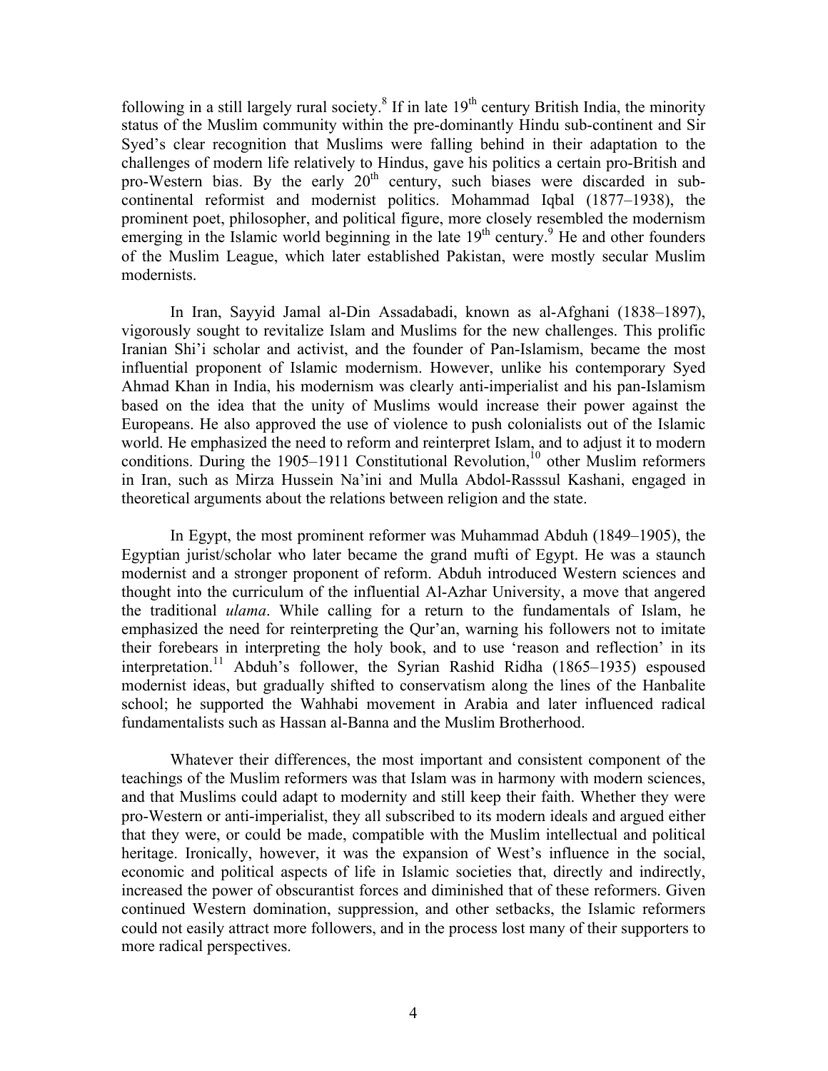following in a still largely rural society.[8] If in late 19th century British India, the minority status of the Muslim community within the pre-dominantly Hindu sub-continent and Sir Syed's clear recognition that Muslims were falling behind in their adaptation to the challenges of modern life relatively to Hindus, gave his politics a certain pro-British and pro-Western bias. By the early 20th century, such biases were discarded in sub-continental reformist and modernist politics. Mohammad Iqbal (1877–1938), the prominent poet, philosopher, and political figure, more closely resembled the modernism emerging in the Islamic world beginning in the late 19th century.[9] He and other founders of the Muslim League, which later established Pakistan, were mostly secular Muslim modernists.

In Iran, Sayyid Jamal al-Din Assadabadi, known as al-Afghani (1838–1897), vigorously sought to revitalize Islam and Muslims for the new challenges. This prolific Iranian Shi'i scholar and activist, and the founder of Pan-Islamism, became the most influential proponent of Islamic modernism. However, unlike his contemporary Syed Ahmad Khan in India, his modernism was clearly anti-imperialist and his pan-Islamism based on the idea that the unity of Muslims would increase their power against the Europeans. He also approved the use of violence to push colonialists out of the Islamic world. He emphasized the need to reform and reinterpret Islam, and to adjust it to modern conditions. During the 1905–1911 Constitutional Revolution,[10] other Muslim reformers in Iran, such as Mirza Hussein Na'ini and Mulla Abdol-Rasssul Kashani, engaged in theoretical arguments about the relations between religion and the state.

In Egypt, the most prominent reformer was Muhammad Abduh (1849–1905), the Egyptian jurist/scholar who later became the grand mufti of Egypt. He was a staunch modernist and a stronger proponent of reform. Abduh introduced Western sciences and thought into the curriculum of the influential Al-Azhar University, a move that angered the traditional *ulama*. While calling for a return to the fundamentals of Islam, he emphasized the need for reinterpreting the Qur'an, warning his followers not to imitate their forebears in interpreting the holy book, and to use 'reason and reflection' in its interpretation.[11] Abduh's follower, the Syrian Rashid Ridha (1865–1935) espoused modernist ideas, but gradually shifted to conservatism along the lines of the Hanbalite school; he supported the Wahhabi movement in Arabia and later influenced radical fundamentalists such as Hassan al-Banna and the Muslim Brotherhood.

Whatever their differences, the most important and consistent component of the teachings of the Muslim reformers was that Islam was in harmony with modern sciences, and that Muslims could adapt to modernity and still keep their faith. Whether they were pro-Western or anti-imperialist, they all subscribed to its modern ideals and argued either that they were, or could be made, compatible with the Muslim intellectual and political heritage. Ironically, however, it was the expansion of West's influence in the social, economic and political aspects of life in Islamic societies that, directly and indirectly, increased the power of obscurantist forces and diminished that of these reformers. Given continued Western domination, suppression, and other setbacks, the Islamic reformers could not easily attract more followers, and in the process lost many of their supporters to more radical perspectives.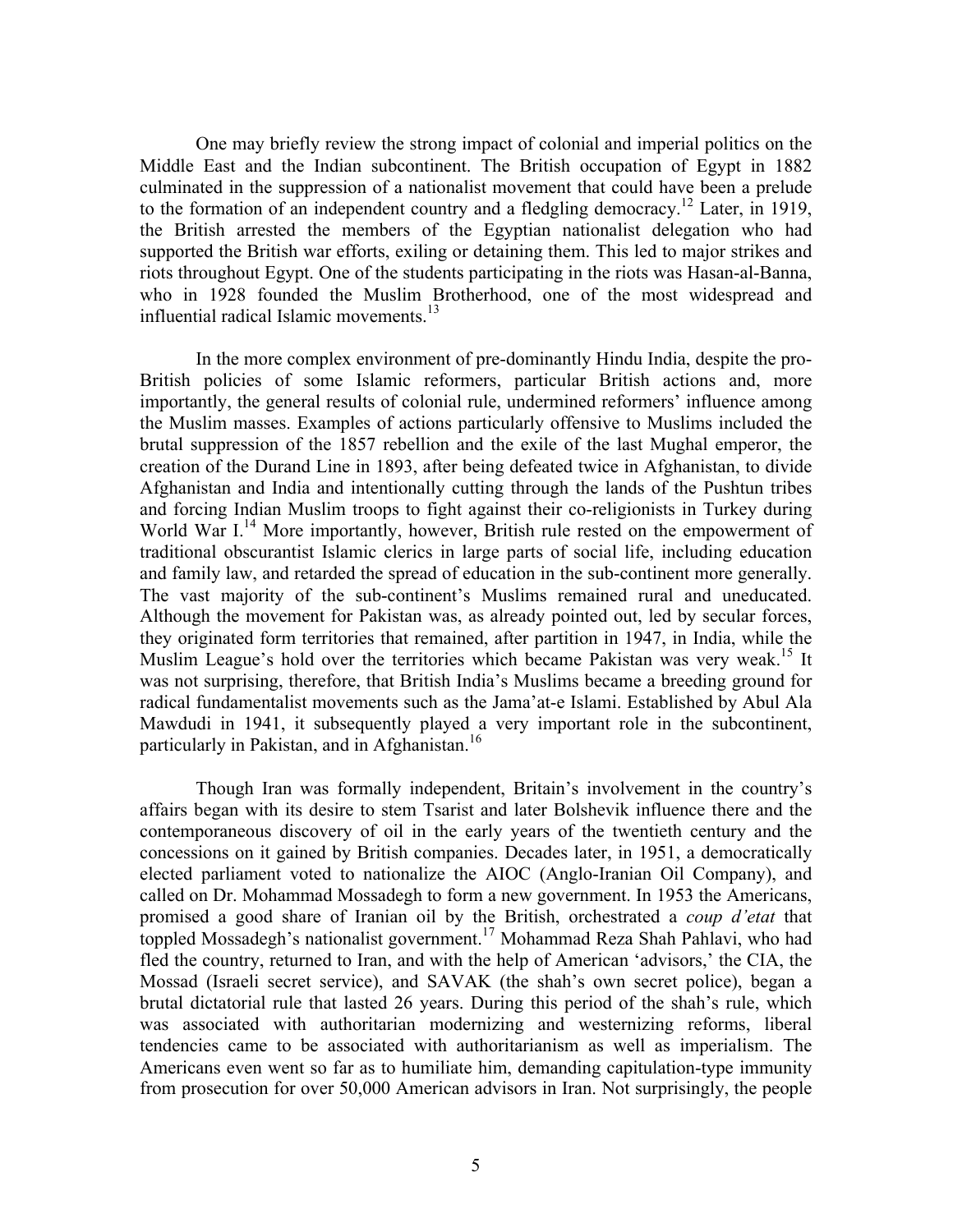One may briefly review the strong impact of colonial and imperial politics on the Middle East and the Indian subcontinent. The British occupation of Egypt in 1882 culminated in the suppression of a nationalist movement that could have been a prelude to the formation of an independent country and a fledgling democracy.[12] Later, in 1919, the British arrested the members of the Egyptian nationalist delegation who had supported the British war efforts, exiling or detaining them. This led to major strikes and riots throughout Egypt. One of the students participating in the riots was Hasan-al-Banna, who in 1928 founded the Muslim Brotherhood, one of the most widespread and influential radical Islamic movements.[13]

In the more complex environment of pre-dominantly Hindu India, despite the pro-British policies of some Islamic reformers, particular British actions and, more importantly, the general results of colonial rule, undermined reformers' influence among the Muslim masses. Examples of actions particularly offensive to Muslims included the brutal suppression of the 1857 rebellion and the exile of the last Mughal emperor, the creation of the Durand Line in 1893, after being defeated twice in Afghanistan, to divide Afghanistan and India and intentionally cutting through the lands of the Pushtun tribes and forcing Indian Muslim troops to fight against their co-religionists in Turkey during World War I.[14] More importantly, however, British rule rested on the empowerment of traditional obscurantist Islamic clerics in large parts of social life, including education and family law, and retarded the spread of education in the sub-continent more generally. The vast majority of the sub-continent's Muslims remained rural and uneducated. Although the movement for Pakistan was, as already pointed out, led by secular forces, they originated form territories that remained, after partition in 1947, in India, while the Muslim League's hold over the territories which became Pakistan was very weak.[15] It was not surprising, therefore, that British India's Muslims became a breeding ground for radical fundamentalist movements such as the Jama'at-e Islami. Established by Abul Ala Mawdudi in 1941, it subsequently played a very important role in the subcontinent, particularly in Pakistan, and in Afghanistan.[16]

Though Iran was formally independent, Britain's involvement in the country's affairs began with its desire to stem Tsarist and later Bolshevik influence there and the contemporaneous discovery of oil in the early years of the twentieth century and the concessions on it gained by British companies. Decades later, in 1951, a democratically elected parliament voted to nationalize the AIOC (Anglo-Iranian Oil Company), and called on Dr. Mohammad Mossadegh to form a new government. In 1953 the Americans, promised a good share of Iranian oil by the British, orchestrated a *coup d'etat* that toppled Mossadegh's nationalist government.[17] Mohammad Reza Shah Pahlavi, who had fled the country, returned to Iran, and with the help of American 'advisors,' the CIA, the Mossad (Israeli secret service), and SAVAK (the shah's own secret police), began a brutal dictatorial rule that lasted 26 years. During this period of the shah's rule, which was associated with authoritarian modernizing and westernizing reforms, liberal tendencies came to be associated with authoritarianism as well as imperialism. The Americans even went so far as to humiliate him, demanding capitulation-type immunity from prosecution for over 50,000 American advisors in Iran. Not surprisingly, the people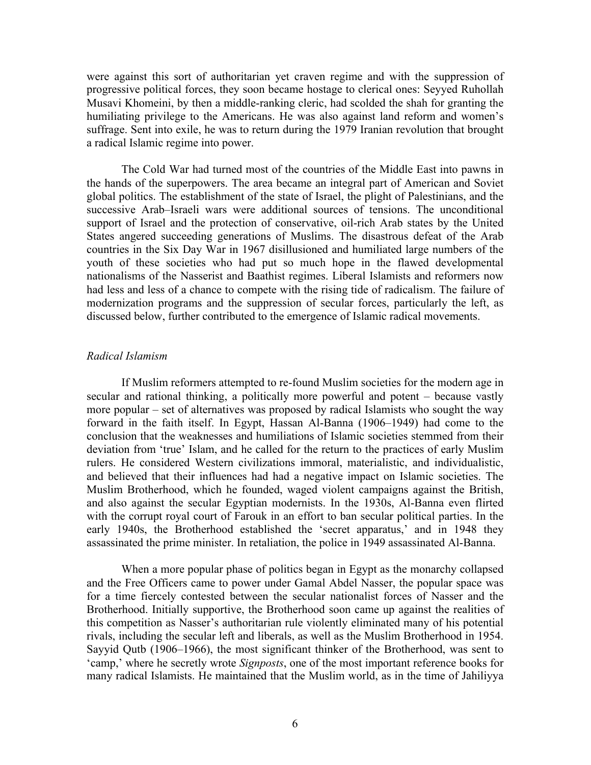were against this sort of authoritarian yet craven regime and with the suppression of progressive political forces, they soon became hostage to clerical ones: Seyyed Ruhollah Musavi Khomeini, by then a middle-ranking cleric, had scolded the shah for granting the humiliating privilege to the Americans. He was also against land reform and women's suffrage. Sent into exile, he was to return during the 1979 Iranian revolution that brought a radical Islamic regime into power.

The Cold War had turned most of the countries of the Middle East into pawns in the hands of the superpowers. The area became an integral part of American and Soviet global politics. The establishment of the state of Israel, the plight of Palestinians, and the successive Arab–Israeli wars were additional sources of tensions. The unconditional support of Israel and the protection of conservative, oil-rich Arab states by the United States angered succeeding generations of Muslims. The disastrous defeat of the Arab countries in the Six Day War in 1967 disillusioned and humiliated large numbers of the youth of these societies who had put so much hope in the flawed developmental nationalisms of the Nasserist and Baathist regimes. Liberal Islamists and reformers now had less and less of a chance to compete with the rising tide of radicalism. The failure of modernization programs and the suppression of secular forces, particularly the left, as discussed below, further contributed to the emergence of Islamic radical movements.

### *Radical Islamism*

If Muslim reformers attempted to re-found Muslim societies for the modern age in secular and rational thinking, a politically more powerful and potent – because vastly more popular – set of alternatives was proposed by radical Islamists who sought the way forward in the faith itself. In Egypt, Hassan Al-Banna (1906–1949) had come to the conclusion that the weaknesses and humiliations of Islamic societies stemmed from their deviation from 'true' Islam, and he called for the return to the practices of early Muslim rulers. He considered Western civilizations immoral, materialistic, and individualistic, and believed that their influences had had a negative impact on Islamic societies. The Muslim Brotherhood, which he founded, waged violent campaigns against the British, and also against the secular Egyptian modernists. In the 1930s, Al-Banna even flirted with the corrupt royal court of Farouk in an effort to ban secular political parties. In the early 1940s, the Brotherhood established the 'secret apparatus,' and in 1948 they assassinated the prime minister. In retaliation, the police in 1949 assassinated Al-Banna.

When a more popular phase of politics began in Egypt as the monarchy collapsed and the Free Officers came to power under Gamal Abdel Nasser, the popular space was for a time fiercely contested between the secular nationalist forces of Nasser and the Brotherhood. Initially supportive, the Brotherhood soon came up against the realities of this competition as Nasser's authoritarian rule violently eliminated many of his potential rivals, including the secular left and liberals, as well as the Muslim Brotherhood in 1954. Sayyid Qutb (1906–1966), the most significant thinker of the Brotherhood, was sent to 'camp,' where he secretly wrote *Signposts*, one of the most important reference books for many radical Islamists. He maintained that the Muslim world, as in the time of Jahiliyya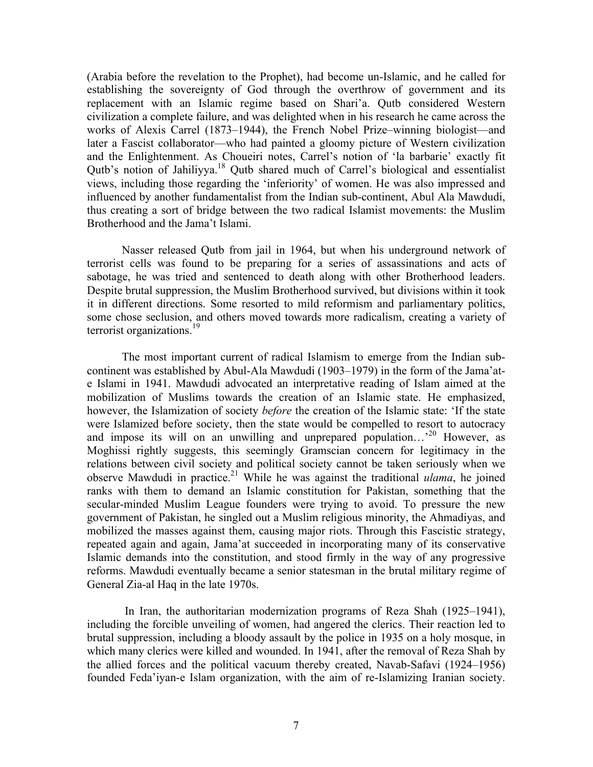(Arabia before the revelation to the Prophet), had become un-Islamic, and he called for establishing the sovereignty of God through the overthrow of government and its replacement with an Islamic regime based on Shari'a. Qutb considered Western civilization a complete failure, and was delighted when in his research he came across the works of Alexis Carrel (1873–1944), the French Nobel Prize–winning biologist—and later a Fascist collaborator—who had painted a gloomy picture of Western civilization and the Enlightenment. As Choueiri notes, Carrel's notion of 'la barbarie' exactly fit Qutb's notion of Jahiliyya.[18] Qutb shared much of Carrel's biological and essentialist views, including those regarding the 'inferiority' of women. He was also impressed and influenced by another fundamentalist from the Indian sub-continent, Abul Ala Mawdudi, thus creating a sort of bridge between the two radical Islamist movements: the Muslim Brotherhood and the Jama't Islami.

Nasser released Qutb from jail in 1964, but when his underground network of terrorist cells was found to be preparing for a series of assassinations and acts of sabotage, he was tried and sentenced to death along with other Brotherhood leaders. Despite brutal suppression, the Muslim Brotherhood survived, but divisions within it took it in different directions. Some resorted to mild reformism and parliamentary politics, some chose seclusion, and others moved towards more radicalism, creating a variety of terrorist organizations.[19]

The most important current of radical Islamism to emerge from the Indian sub-continent was established by Abul-Ala Mawdudi (1903–1979) in the form of the Jama'at-e Islami in 1941. Mawdudi advocated an interpretative reading of Islam aimed at the mobilization of Muslims towards the creation of an Islamic state. He emphasized, however, the Islamization of society *before* the creation of the Islamic state: 'If the state were Islamized before society, then the state would be compelled to resort to autocracy and impose its will on an unwilling and unprepared population…'[20] However, as Moghissi rightly suggests, this seemingly Gramscian concern for legitimacy in the relations between civil society and political society cannot be taken seriously when we observe Mawdudi in practice.[21] While he was against the traditional *ulama*, he joined ranks with them to demand an Islamic constitution for Pakistan, something that the secular-minded Muslim League founders were trying to avoid. To pressure the new government of Pakistan, he singled out a Muslim religious minority, the Ahmadiyas, and mobilized the masses against them, causing major riots. Through this Fascistic strategy, repeated again and again, Jama'at succeeded in incorporating many of its conservative Islamic demands into the constitution, and stood firmly in the way of any progressive reforms. Mawdudi eventually became a senior statesman in the brutal military regime of General Zia-al Haq in the late 1970s.

In Iran, the authoritarian modernization programs of Reza Shah (1925–1941), including the forcible unveiling of women, had angered the clerics. Their reaction led to brutal suppression, including a bloody assault by the police in 1935 on a holy mosque, in which many clerics were killed and wounded. In 1941, after the removal of Reza Shah by the allied forces and the political vacuum thereby created, Navab-Safavi (1924–1956) founded Feda'iyan-e Islam organization, with the aim of re-Islamizing Iranian society.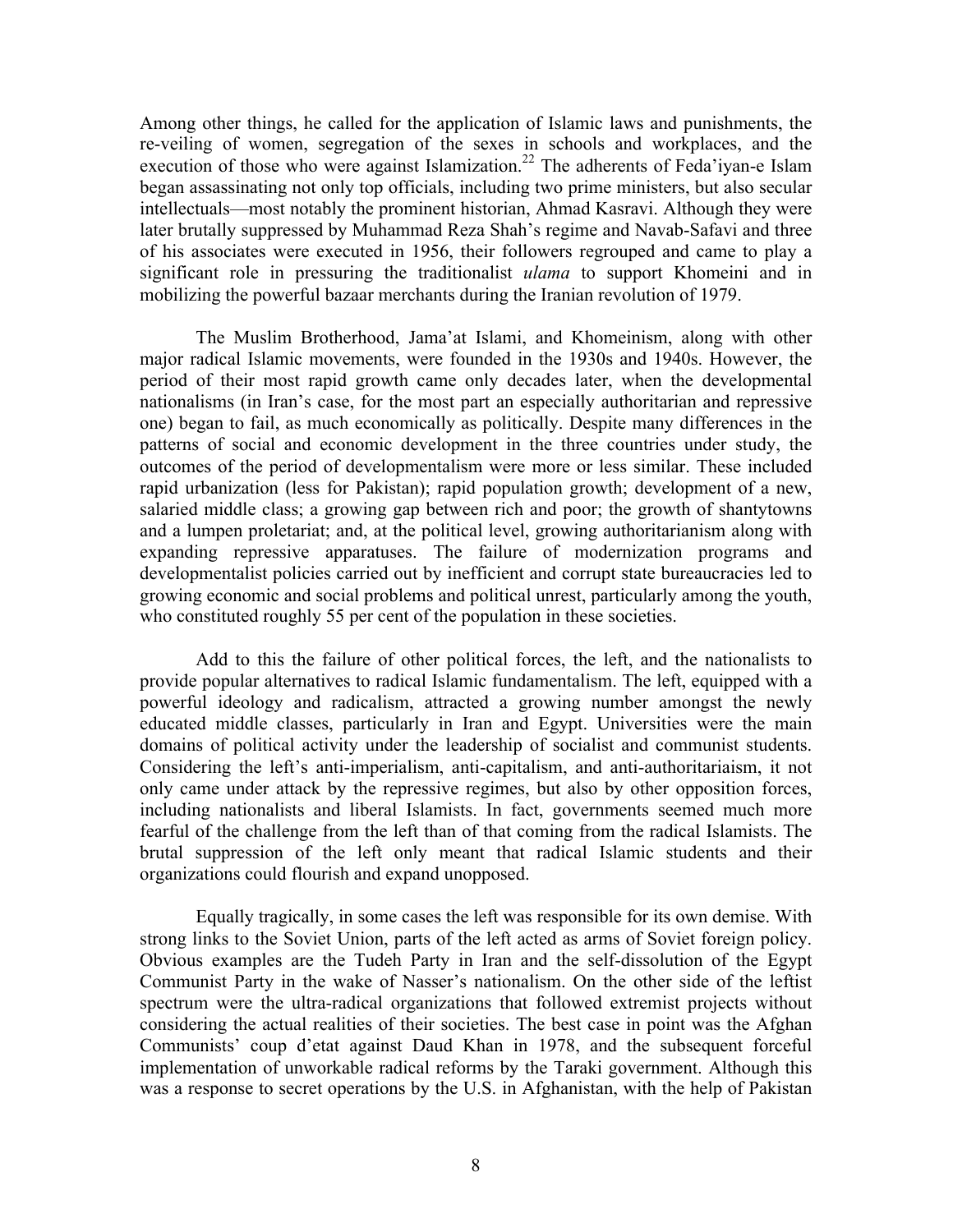Among other things, he called for the application of Islamic laws and punishments, the re-veiling of women, segregation of the sexes in schools and workplaces, and the execution of those who were against Islamization.[22] The adherents of Feda'iyan-e Islam began assassinating not only top officials, including two prime ministers, but also secular intellectuals—most notably the prominent historian, Ahmad Kasravi. Although they were later brutally suppressed by Muhammad Reza Shah's regime and Navab-Safavi and three of his associates were executed in 1956, their followers regrouped and came to play a significant role in pressuring the traditionalist *ulama* to support Khomeini and in mobilizing the powerful bazaar merchants during the Iranian revolution of 1979.

The Muslim Brotherhood, Jama'at Islami, and Khomeinism, along with other major radical Islamic movements, were founded in the 1930s and 1940s. However, the period of their most rapid growth came only decades later, when the developmental nationalisms (in Iran's case, for the most part an especially authoritarian and repressive one) began to fail, as much economically as politically. Despite many differences in the patterns of social and economic development in the three countries under study, the outcomes of the period of developmentalism were more or less similar. These included rapid urbanization (less for Pakistan); rapid population growth; development of a new, salaried middle class; a growing gap between rich and poor; the growth of shantytowns and a lumpen proletariat; and, at the political level, growing authoritarianism along with expanding repressive apparatuses. The failure of modernization programs and developmentalist policies carried out by inefficient and corrupt state bureaucracies led to growing economic and social problems and political unrest, particularly among the youth, who constituted roughly 55 per cent of the population in these societies.

Add to this the failure of other political forces, the left, and the nationalists to provide popular alternatives to radical Islamic fundamentalism. The left, equipped with a powerful ideology and radicalism, attracted a growing number amongst the newly educated middle classes, particularly in Iran and Egypt. Universities were the main domains of political activity under the leadership of socialist and communist students. Considering the left's anti-imperialism, anti-capitalism, and anti-authoritariaism, it not only came under attack by the repressive regimes, but also by other opposition forces, including nationalists and liberal Islamists. In fact, governments seemed much more fearful of the challenge from the left than of that coming from the radical Islamists. The brutal suppression of the left only meant that radical Islamic students and their organizations could flourish and expand unopposed.

Equally tragically, in some cases the left was responsible for its own demise. With strong links to the Soviet Union, parts of the left acted as arms of Soviet foreign policy. Obvious examples are the Tudeh Party in Iran and the self-dissolution of the Egypt Communist Party in the wake of Nasser's nationalism. On the other side of the leftist spectrum were the ultra-radical organizations that followed extremist projects without considering the actual realities of their societies. The best case in point was the Afghan Communists' coup d'etat against Daud Khan in 1978, and the subsequent forceful implementation of unworkable radical reforms by the Taraki government. Although this was a response to secret operations by the U.S. in Afghanistan, with the help of Pakistan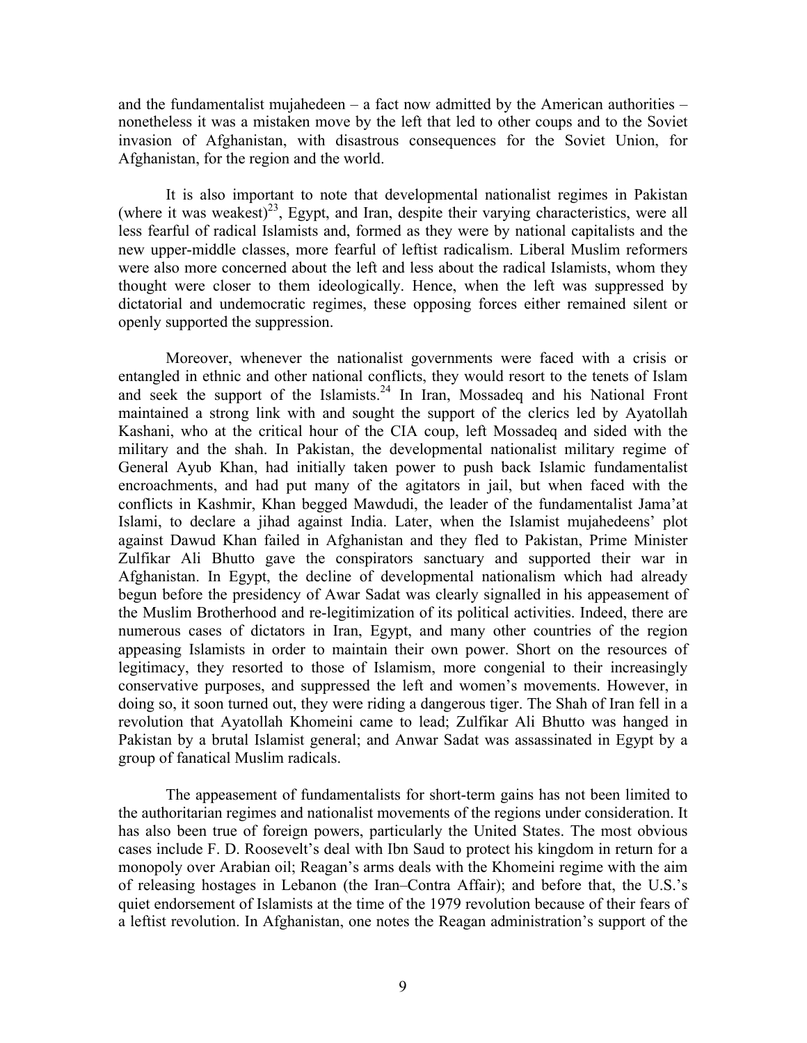and the fundamentalist mujahedeen – a fact now admitted by the American authorities – nonetheless it was a mistaken move by the left that led to other coups and to the Soviet invasion of Afghanistan, with disastrous consequences for the Soviet Union, for Afghanistan, for the region and the world.

It is also important to note that developmental nationalist regimes in Pakistan (where it was weakest)[23], Egypt, and Iran, despite their varying characteristics, were all less fearful of radical Islamists and, formed as they were by national capitalists and the new upper-middle classes, more fearful of leftist radicalism. Liberal Muslim reformers were also more concerned about the left and less about the radical Islamists, whom they thought were closer to them ideologically. Hence, when the left was suppressed by dictatorial and undemocratic regimes, these opposing forces either remained silent or openly supported the suppression.

Moreover, whenever the nationalist governments were faced with a crisis or entangled in ethnic and other national conflicts, they would resort to the tenets of Islam and seek the support of the Islamists.[24] In Iran, Mossadeq and his National Front maintained a strong link with and sought the support of the clerics led by Ayatollah Kashani, who at the critical hour of the CIA coup, left Mossadeq and sided with the military and the shah. In Pakistan, the developmental nationalist military regime of General Ayub Khan, had initially taken power to push back Islamic fundamentalist encroachments, and had put many of the agitators in jail, but when faced with the conflicts in Kashmir, Khan begged Mawdudi, the leader of the fundamentalist Jama'at Islami, to declare a jihad against India. Later, when the Islamist mujahedeens' plot against Dawud Khan failed in Afghanistan and they fled to Pakistan, Prime Minister Zulfikar Ali Bhutto gave the conspirators sanctuary and supported their war in Afghanistan. In Egypt, the decline of developmental nationalism which had already begun before the presidency of Awar Sadat was clearly signalled in his appeasement of the Muslim Brotherhood and re-legitimization of its political activities. Indeed, there are numerous cases of dictators in Iran, Egypt, and many other countries of the region appeasing Islamists in order to maintain their own power. Short on the resources of legitimacy, they resorted to those of Islamism, more congenial to their increasingly conservative purposes, and suppressed the left and women's movements. However, in doing so, it soon turned out, they were riding a dangerous tiger. The Shah of Iran fell in a revolution that Ayatollah Khomeini came to lead; Zulfikar Ali Bhutto was hanged in Pakistan by a brutal Islamist general; and Anwar Sadat was assassinated in Egypt by a group of fanatical Muslim radicals.

The appeasement of fundamentalists for short-term gains has not been limited to the authoritarian regimes and nationalist movements of the regions under consideration. It has also been true of foreign powers, particularly the United States. The most obvious cases include F. D. Roosevelt's deal with Ibn Saud to protect his kingdom in return for a monopoly over Arabian oil; Reagan's arms deals with the Khomeini regime with the aim of releasing hostages in Lebanon (the Iran–Contra Affair); and before that, the U.S.'s quiet endorsement of Islamists at the time of the 1979 revolution because of their fears of a leftist revolution. In Afghanistan, one notes the Reagan administration's support of the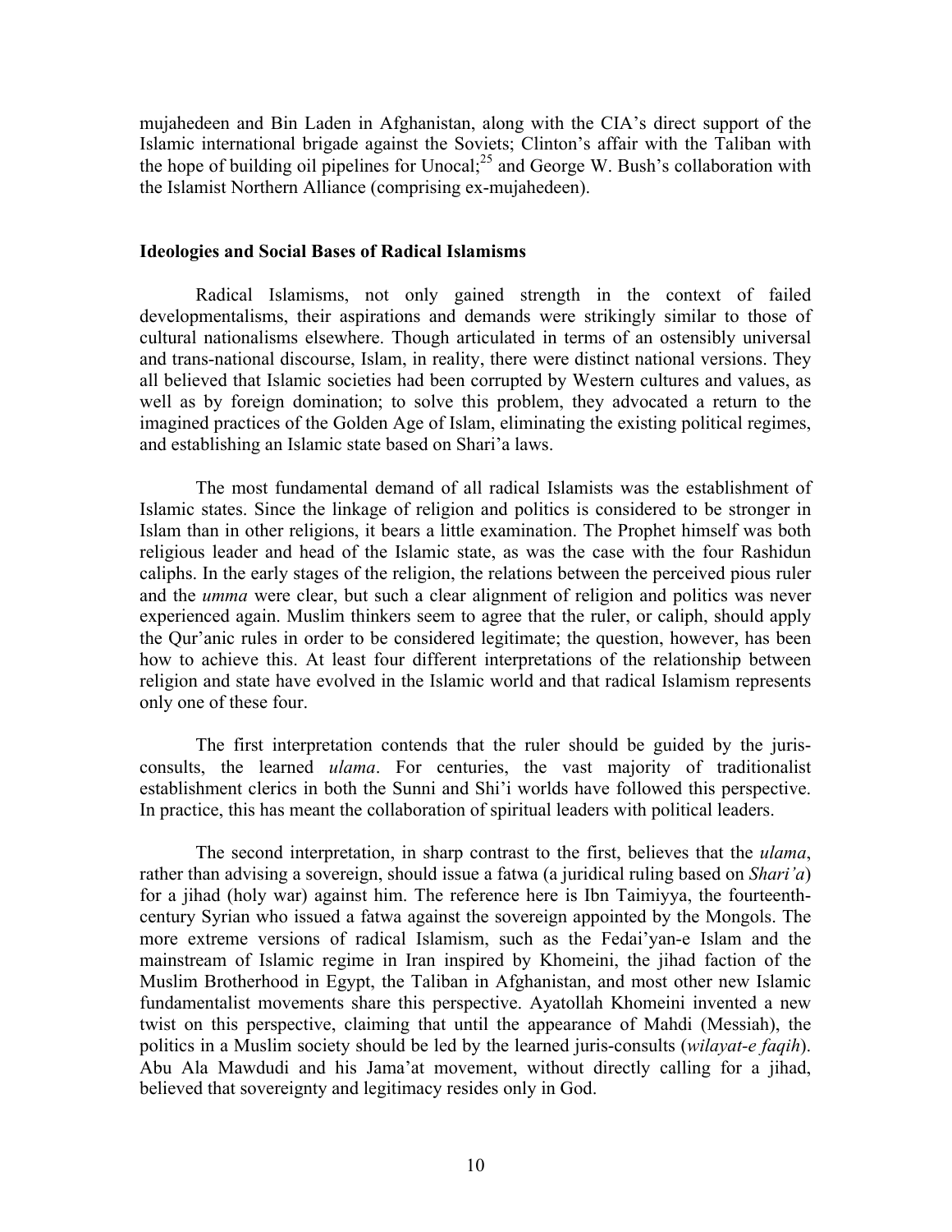mujahedeen and Bin Laden in Afghanistan, along with the CIA's direct support of the Islamic international brigade against the Soviets; Clinton's affair with the Taliban with the hope of building oil pipelines for Unocal;[25] and George W. Bush's collaboration with the Islamist Northern Alliance (comprising ex-mujahedeen).

**Ideologies and Social Bases of Radical Islamisms**

Radical Islamisms, not only gained strength in the context of failed developmentalisms, their aspirations and demands were strikingly similar to those of cultural nationalisms elsewhere. Though articulated in terms of an ostensibly universal and trans-national discourse, Islam, in reality, there were distinct national versions. They all believed that Islamic societies had been corrupted by Western cultures and values, as well as by foreign domination; to solve this problem, they advocated a return to the imagined practices of the Golden Age of Islam, eliminating the existing political regimes, and establishing an Islamic state based on Shari'a laws.

The most fundamental demand of all radical Islamists was the establishment of Islamic states. Since the linkage of religion and politics is considered to be stronger in Islam than in other religions, it bears a little examination. The Prophet himself was both religious leader and head of the Islamic state, as was the case with the four Rashidun caliphs. In the early stages of the religion, the relations between the perceived pious ruler and the *umma* were clear, but such a clear alignment of religion and politics was never experienced again. Muslim thinkers seem to agree that the ruler, or caliph, should apply the Qur'anic rules in order to be considered legitimate; the question, however, has been how to achieve this. At least four different interpretations of the relationship between religion and state have evolved in the Islamic world and that radical Islamism represents only one of these four.

The first interpretation contends that the ruler should be guided by the juris-consults, the learned *ulama*. For centuries, the vast majority of traditionalist establishment clerics in both the Sunni and Shi'i worlds have followed this perspective. In practice, this has meant the collaboration of spiritual leaders with political leaders.

The second interpretation, in sharp contrast to the first, believes that the *ulama*, rather than advising a sovereign, should issue a fatwa (a juridical ruling based on *Shari'a*) for a jihad (holy war) against him. The reference here is Ibn Taimiyya, the fourteenth-century Syrian who issued a fatwa against the sovereign appointed by the Mongols. The more extreme versions of radical Islamism, such as the Fedai'yan-e Islam and the mainstream of Islamic regime in Iran inspired by Khomeini, the jihad faction of the Muslim Brotherhood in Egypt, the Taliban in Afghanistan, and most other new Islamic fundamentalist movements share this perspective. Ayatollah Khomeini invented a new twist on this perspective, claiming that until the appearance of Mahdi (Messiah), the politics in a Muslim society should be led by the learned juris-consults (*wilayat-e faqih*). Abu Ala Mawdudi and his Jama'at movement, without directly calling for a jihad, believed that sovereignty and legitimacy resides only in God.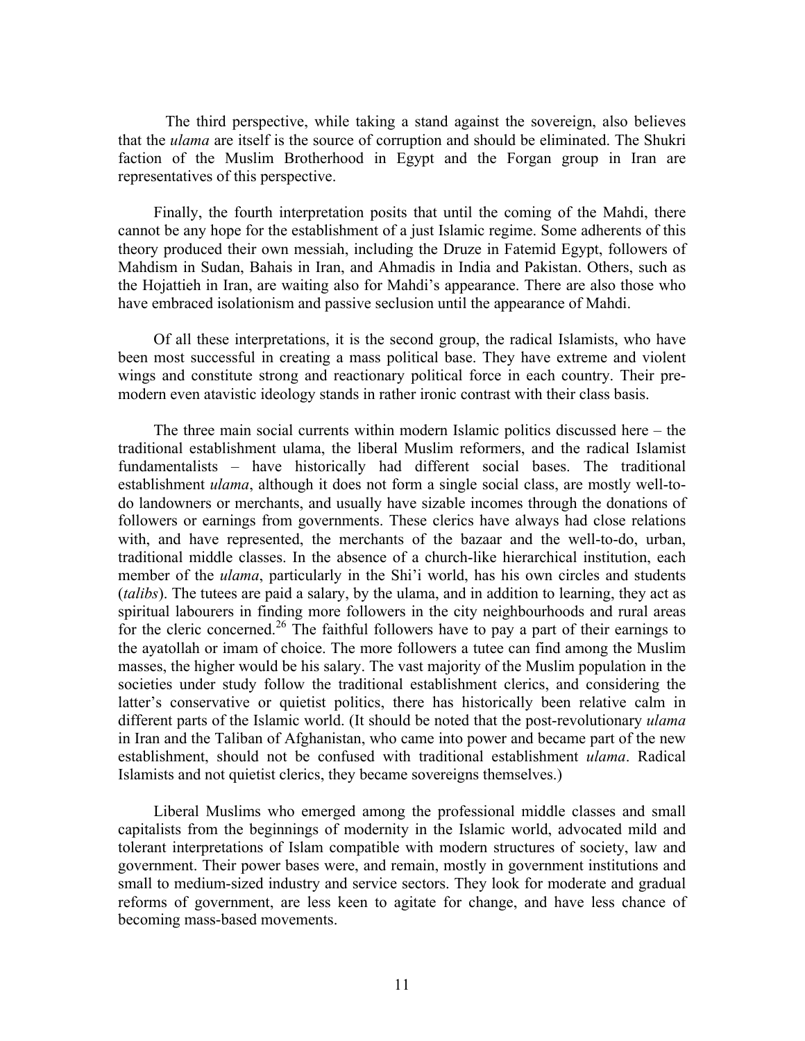The third perspective, while taking a stand against the sovereign, also believes that the *ulama* are itself is the source of corruption and should be eliminated. The Shukri faction of the Muslim Brotherhood in Egypt and the Forgan group in Iran are representatives of this perspective.

Finally, the fourth interpretation posits that until the coming of the Mahdi, there cannot be any hope for the establishment of a just Islamic regime. Some adherents of this theory produced their own messiah, including the Druze in Fatemid Egypt, followers of Mahdism in Sudan, Bahais in Iran, and Ahmadis in India and Pakistan. Others, such as the Hojattieh in Iran, are waiting also for Mahdi's appearance. There are also those who have embraced isolationism and passive seclusion until the appearance of Mahdi.

Of all these interpretations, it is the second group, the radical Islamists, who have been most successful in creating a mass political base. They have extreme and violent wings and constitute strong and reactionary political force in each country. Their pre-modern even atavistic ideology stands in rather ironic contrast with their class basis.

The three main social currents within modern Islamic politics discussed here – the traditional establishment ulama, the liberal Muslim reformers, and the radical Islamist fundamentalists – have historically had different social bases. The traditional establishment *ulama*, although it does not form a single social class, are mostly well-to-do landowners or merchants, and usually have sizable incomes through the donations of followers or earnings from governments. These clerics have always had close relations with, and have represented, the merchants of the bazaar and the well-to-do, urban, traditional middle classes. In the absence of a church-like hierarchical institution, each member of the *ulama*, particularly in the Shi'i world, has his own circles and students (*talibs*). The tutees are paid a salary, by the ulama, and in addition to learning, they act as spiritual labourers in finding more followers in the city neighbourhoods and rural areas for the cleric concerned.[26] The faithful followers have to pay a part of their earnings to the ayatollah or imam of choice. The more followers a tutee can find among the Muslim masses, the higher would be his salary. The vast majority of the Muslim population in the societies under study follow the traditional establishment clerics, and considering the latter's conservative or quietist politics, there has historically been relative calm in different parts of the Islamic world. (It should be noted that the post-revolutionary *ulama* in Iran and the Taliban of Afghanistan, who came into power and became part of the new establishment, should not be confused with traditional establishment *ulama*. Radical Islamists and not quietist clerics, they became sovereigns themselves.)

Liberal Muslims who emerged among the professional middle classes and small capitalists from the beginnings of modernity in the Islamic world, advocated mild and tolerant interpretations of Islam compatible with modern structures of society, law and government. Their power bases were, and remain, mostly in government institutions and small to medium-sized industry and service sectors. They look for moderate and gradual reforms of government, are less keen to agitate for change, and have less chance of becoming mass-based movements.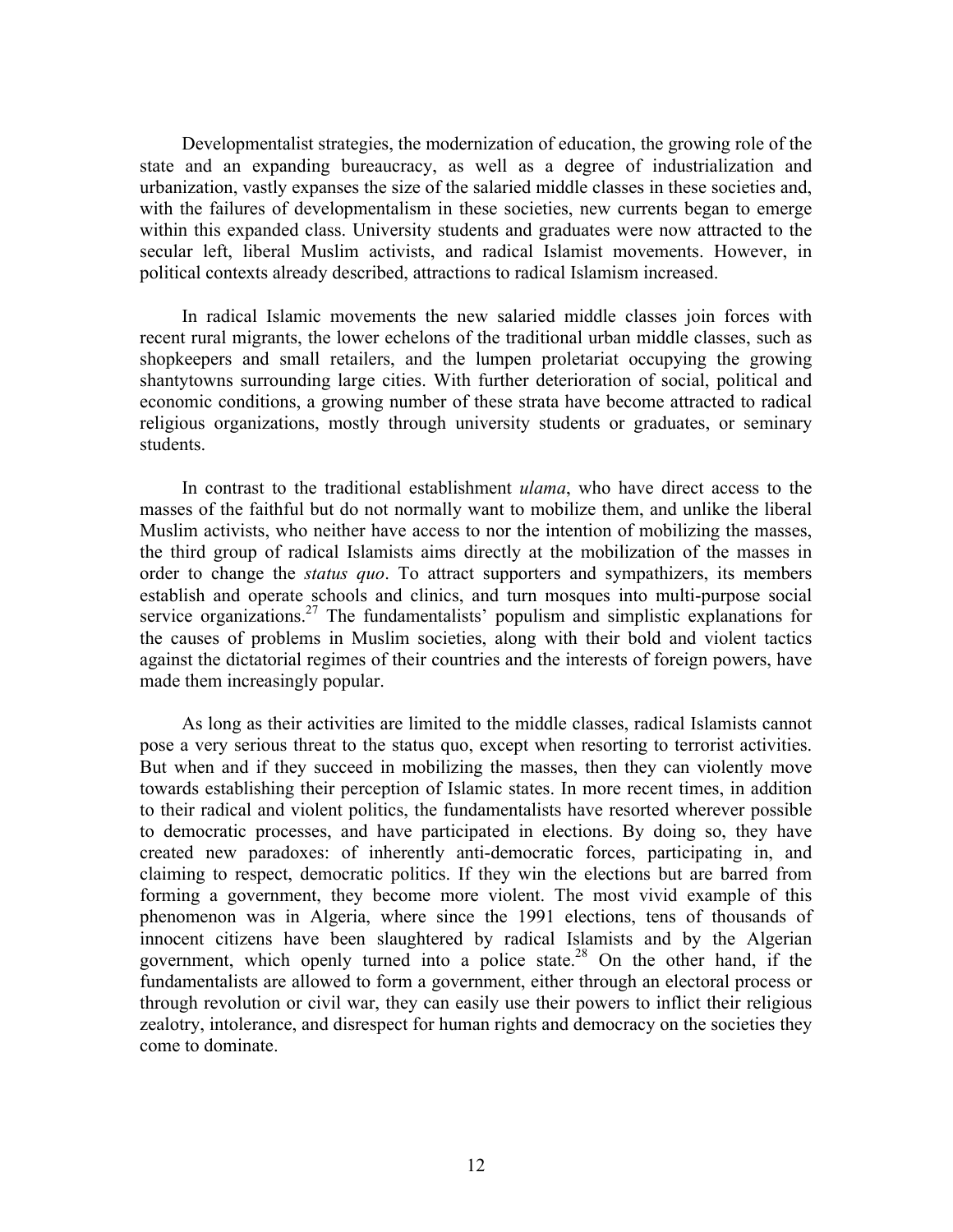Developmentalist strategies, the modernization of education, the growing role of the state and an expanding bureaucracy, as well as a degree of industrialization and urbanization, vastly expanses the size of the salaried middle classes in these societies and, with the failures of developmentalism in these societies, new currents began to emerge within this expanded class. University students and graduates were now attracted to the secular left, liberal Muslim activists, and radical Islamist movements. However, in political contexts already described, attractions to radical Islamism increased.

In radical Islamic movements the new salaried middle classes join forces with recent rural migrants, the lower echelons of the traditional urban middle classes, such as shopkeepers and small retailers, and the lumpen proletariat occupying the growing shantytowns surrounding large cities. With further deterioration of social, political and economic conditions, a growing number of these strata have become attracted to radical religious organizations, mostly through university students or graduates, or seminary students.

In contrast to the traditional establishment *ulama*, who have direct access to the masses of the faithful but do not normally want to mobilize them, and unlike the liberal Muslim activists, who neither have access to nor the intention of mobilizing the masses, the third group of radical Islamists aims directly at the mobilization of the masses in order to change the *status quo*. To attract supporters and sympathizers, its members establish and operate schools and clinics, and turn mosques into multi-purpose social service organizations.[27] The fundamentalists' populism and simplistic explanations for the causes of problems in Muslim societies, along with their bold and violent tactics against the dictatorial regimes of their countries and the interests of foreign powers, have made them increasingly popular.

As long as their activities are limited to the middle classes, radical Islamists cannot pose a very serious threat to the status quo, except when resorting to terrorist activities. But when and if they succeed in mobilizing the masses, then they can violently move towards establishing their perception of Islamic states. In more recent times, in addition to their radical and violent politics, the fundamentalists have resorted wherever possible to democratic processes, and have participated in elections. By doing so, they have created new paradoxes: of inherently anti-democratic forces, participating in, and claiming to respect, democratic politics. If they win the elections but are barred from forming a government, they become more violent. The most vivid example of this phenomenon was in Algeria, where since the 1991 elections, tens of thousands of innocent citizens have been slaughtered by radical Islamists and by the Algerian government, which openly turned into a police state.[28] On the other hand, if the fundamentalists are allowed to form a government, either through an electoral process or through revolution or civil war, they can easily use their powers to inflict their religious zealotry, intolerance, and disrespect for human rights and democracy on the societies they come to dominate.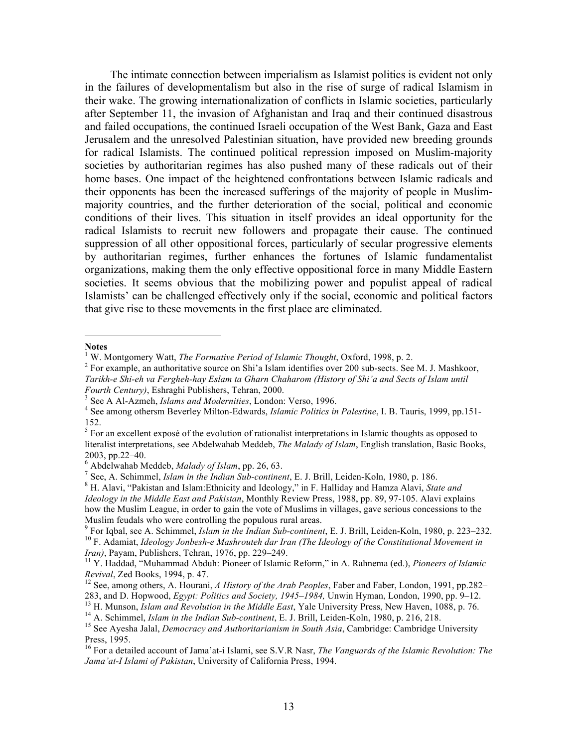The intimate connection between imperialism as Islamist politics is evident not only in the failures of developmentalism but also in the rise of surge of radical Islamism in their wake. The growing internationalization of conflicts in Islamic societies, particularly after September 11, the invasion of Afghanistan and Iraq and their continued disastrous and failed occupations, the continued Israeli occupation of the West Bank, Gaza and East Jerusalem and the unresolved Palestinian situation, have provided new breeding grounds for radical Islamists. The continued political repression imposed on Muslim-majority societies by authoritarian regimes has also pushed many of these radicals out of their home bases. One impact of the heightened confrontations between Islamic radicals and their opponents has been the increased sufferings of the majority of people in Muslim-majority countries, and the further deterioration of the social, political and economic conditions of their lives. This situation in itself provides an ideal opportunity for the radical Islamists to recruit new followers and propagate their cause. The continued suppression of all other oppositional forces, particularly of secular progressive elements by authoritarian regimes, further enhances the fortunes of Islamic fundamentalist organizations, making them the only effective oppositional force in many Middle Eastern societies. It seems obvious that the mobilizing power and populist appeal of radical Islamists' can be challenged effectively only if the social, economic and political factors that give rise to these movements in the first place are eliminated.

---

**Notes**

[1] W. Montgomery Watt, *The Formative Period of Islamic Thought*, Oxford, 1998, p. 2.

[2] For example, an authoritative source on Shi'a Islam identifies over 200 sub-sects. See M. J. Mashkoor, *Tarikh-e Shi-eh va Fergheh-hay Eslam ta Gharn Chaharom (History of Shi'a and Sects of Islam until Fourth Century)*, Eshraghi Publishers, Tehran, 2000.

[3] See A Al-Azmeh, *Islams and Modernities*, London: Verso, 1996.

[4] See among othersm Beverley Milton-Edwards, *Islamic Politics in Palestine*, I. B. Tauris, 1999, pp.151-152.

[5] For an excellent exposé of the evolution of rationalist interpretations in Islamic thoughts as opposed to literalist interpretations, see Abdelwahab Meddeb, *The Malady of Islam*, English translation, Basic Books, 2003, pp.22–40.

[6] Abdelwahab Meddeb, *Malady of Islam*, pp. 26, 63.

[7] See, A. Schimmel, *Islam in the Indian Sub-continent*, E. J. Brill, Leiden-Koln, 1980, p. 186.

[8] H. Alavi, "Pakistan and Islam:Ethnicity and Ideology," in F. Halliday and Hamza Alavi, *State and Ideology in the Middle East and Pakistan*, Monthly Review Press, 1988, pp. 89, 97-105. Alavi explains how the Muslim League, in order to gain the vote of Muslims in villages, gave serious concessions to the Muslim feudals who were controlling the populous rural areas.

[9] For Iqbal, see A. Schimmel, *Islam in the Indian Sub-continent*, E. J. Brill, Leiden-Koln, 1980, p. 223–232.

[10] F. Adamiat, *Ideology Jonbesh-e Mashrouteh dar Iran (The Ideology of the Constitutional Movement in Iran)*, Payam, Publishers, Tehran, 1976, pp. 229–249.

[11] Y. Haddad, "Muhammad Abduh: Pioneer of Islamic Reform," in A. Rahnema (ed.), *Pioneers of Islamic Revival*, Zed Books, 1994, p. 47.

[12] See, among others, A. Hourani, *A History of the Arab Peoples*, Faber and Faber, London, 1991, pp.282–283, and D. Hopwood, *Egypt: Politics and Society, 1945–1984,* Unwin Hyman, London, 1990, pp. 9–12.

[13] H. Munson, *Islam and Revolution in the Middle East*, Yale University Press, New Haven, 1088, p. 76.

[14] A. Schimmel, *Islam in the Indian Sub-continent*, E. J. Brill, Leiden-Koln, 1980, p. 216, 218.

[15] See Ayesha Jalal, *Democracy and Authoritarianism in South Asia*, Cambridge: Cambridge University Press, 1995.

[16] For a detailed account of Jama'at-i Islami, see S.V.R Nasr, *The Vanguards of the Islamic Revolution: The Jama'at-I Islami of Pakistan*, University of California Press, 1994.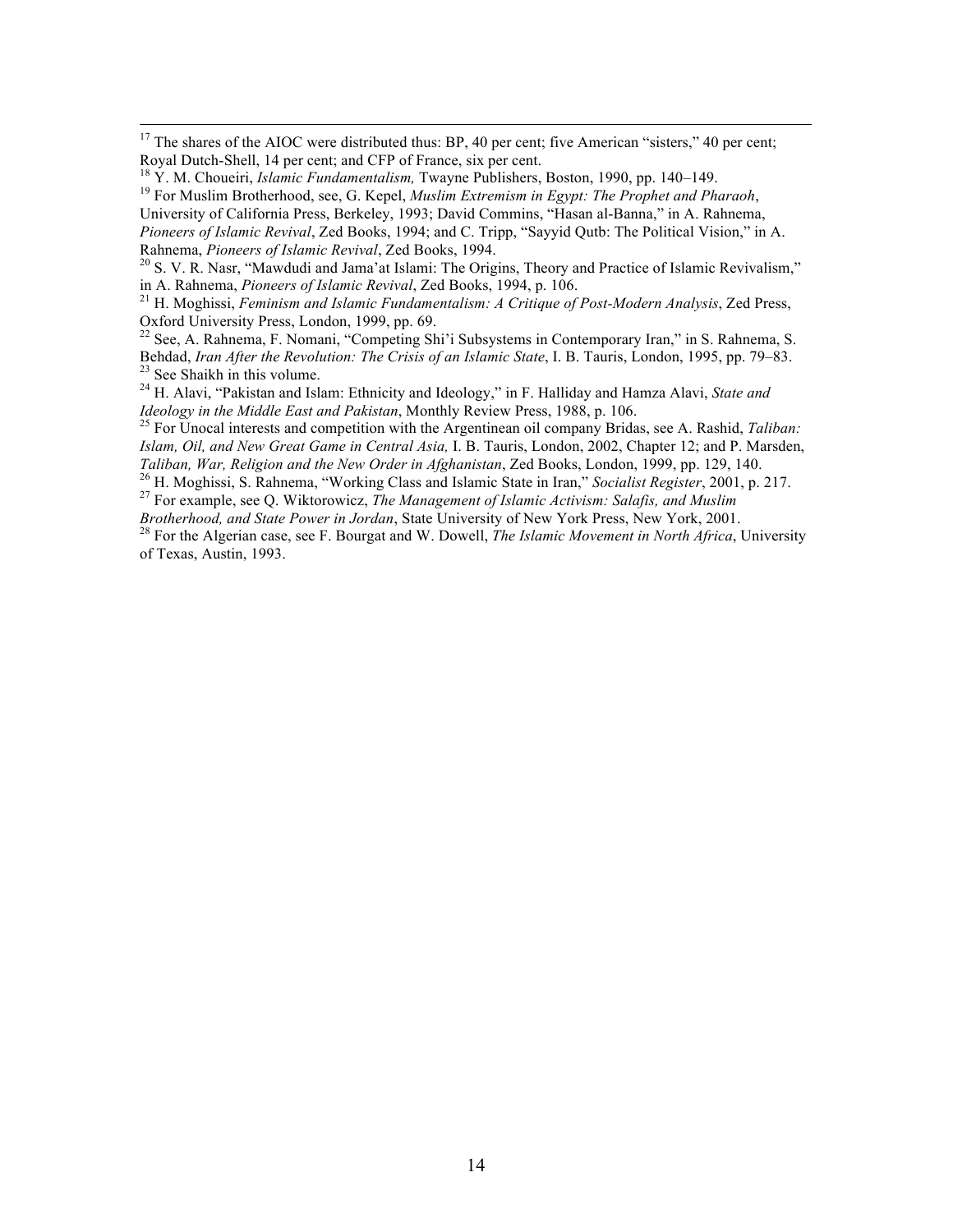[17] The shares of the AIOC were distributed thus: BP, 40 per cent; five American "sisters," 40 per cent; Royal Dutch-Shell, 14 per cent; and CFP of France, six per cent.

[18] Y. M. Choueiri, *Islamic Fundamentalism,* Twayne Publishers, Boston, 1990, pp. 140–149.

[19] For Muslim Brotherhood, see, G. Kepel, *Muslim Extremism in Egypt: The Prophet and Pharaoh*, University of California Press, Berkeley, 1993; David Commins, "Hasan al-Banna," in A. Rahnema, *Pioneers of Islamic Revival*, Zed Books, 1994; and C. Tripp, "Sayyid Qutb: The Political Vision," in A. Rahnema, *Pioneers of Islamic Revival*, Zed Books, 1994.

[20] S. V. R. Nasr, "Mawdudi and Jama'at Islami: The Origins, Theory and Practice of Islamic Revivalism," in A. Rahnema, *Pioneers of Islamic Revival*, Zed Books, 1994, p. 106.

[21] H. Moghissi, *Feminism and Islamic Fundamentalism: A Critique of Post-Modern Analysis*, Zed Press, Oxford University Press, London, 1999, pp. 69.

[22] See, A. Rahnema, F. Nomani, "Competing Shi'i Subsystems in Contemporary Iran," in S. Rahnema, S. Behdad, *Iran After the Revolution: The Crisis of an Islamic State*, I. B. Tauris, London, 1995, pp. 79–83.

[23] See Shaikh in this volume.

[24] H. Alavi, "Pakistan and Islam: Ethnicity and Ideology," in F. Halliday and Hamza Alavi, *State and Ideology in the Middle East and Pakistan*, Monthly Review Press, 1988, p. 106.

[25] For Unocal interests and competition with the Argentinean oil company Bridas, see A. Rashid, *Taliban: Islam, Oil, and New Great Game in Central Asia,* I. B. Tauris, London, 2002, Chapter 12; and P. Marsden, *Taliban, War, Religion and the New Order in Afghanistan*, Zed Books, London, 1999, pp. 129, 140.

[26] H. Moghissi, S. Rahnema, "Working Class and Islamic State in Iran," *Socialist Register*, 2001, p. 217.

[27] For example, see Q. Wiktorowicz, *The Management of Islamic Activism: Salafis, and Muslim Brotherhood, and State Power in Jordan*, State University of New York Press, New York, 2001.

[28] For the Algerian case, see F. Bourgat and W. Dowell, *The Islamic Movement in North Africa*, University of Texas, Austin, 1993.